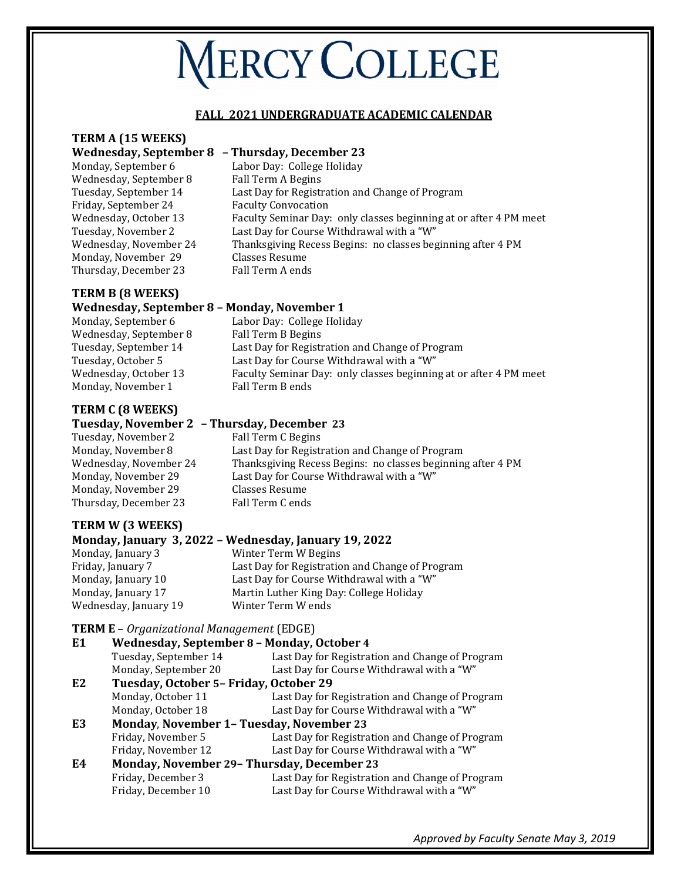# MERCY COLLEGE

## FALL 2021 UNDERGRADUATE ACADEMIC CALENDAR

### TERM A (15 WEEKS)

**Wednesday, September 8 – Thursday, December 23**

| | |
|---|---|
| Monday, September 6 | Labor Day: College Holiday |
| Wednesday, September 8 | Fall Term A Begins |
| Tuesday, September 14 | Last Day for Registration and Change of Program |
| Friday, September 24 | Faculty Convocation |
| Wednesday, October 13 | Faculty Seminar Day: only classes beginning at or after 4 PM meet |
| Tuesday, November 2 | Last Day for Course Withdrawal with a "W" |
| Wednesday, November 24 | Thanksgiving Recess Begins: no classes beginning after 4 PM |
| Monday, November 29 | Classes Resume |
| Thursday, December 23 | Fall Term A ends |

### TERM B (8 WEEKS)

**Wednesday, September 8 – Monday, November 1**

| | |
|---|---|
| Monday, September 6 | Labor Day: College Holiday |
| Wednesday, September 8 | Fall Term B Begins |
| Tuesday, September 14 | Last Day for Registration and Change of Program |
| Tuesday, October 5 | Last Day for Course Withdrawal with a "W" |
| Wednesday, October 13 | Faculty Seminar Day: only classes beginning at or after 4 PM meet |
| Monday, November 1 | Fall Term B ends |

### TERM C (8 WEEKS)

**Tuesday, November 2 – Thursday, December 23**

| | |
|---|---|
| Tuesday, November 2 | Fall Term C Begins |
| Monday, November 8 | Last Day for Registration and Change of Program |
| Wednesday, November 24 | Thanksgiving Recess Begins: no classes beginning after 4 PM |
| Monday, November 29 | Last Day for Course Withdrawal with a "W" |
| Monday, November 29 | Classes Resume |
| Thursday, December 23 | Fall Term C ends |

### TERM W (3 WEEKS)

**Monday, January 3, 2022 – Wednesday, January 19, 2022**

| | |
|---|---|
| Monday, January 3 | Winter Term W Begins |
| Friday, January 7 | Last Day for Registration and Change of Program |
| Monday, January 10 | Last Day for Course Withdrawal with a "W" |
| Monday, January 17 | Martin Luther King Day: College Holiday |
| Wednesday, January 19 | Winter Term W ends |

### TERM E – *Organizational Management* (EDGE)

**E1 Wednesday, September 8 – Monday, October 4**

| | |
|---|---|
| Tuesday, September 14 | Last Day for Registration and Change of Program |
| Monday, September 20 | Last Day for Course Withdrawal with a "W" |

**E2 Tuesday, October 5– Friday, October 29**

| | |
|---|---|
| Monday, October 11 | Last Day for Registration and Change of Program |
| Monday, October 18 | Last Day for Course Withdrawal with a "W" |

**E3 Monday, November 1– Tuesday, November 23**

| | |
|---|---|
| Friday, November 5 | Last Day for Registration and Change of Program |
| Friday, November 12 | Last Day for Course Withdrawal with a "W" |

**E4 Monday, November 29– Thursday, December 23**

| | |
|---|---|
| Friday, December 3 | Last Day for Registration and Change of Program |
| Friday, December 10 | Last Day for Course Withdrawal with a "W" |

*Approved by Faculty Senate May 3, 2019*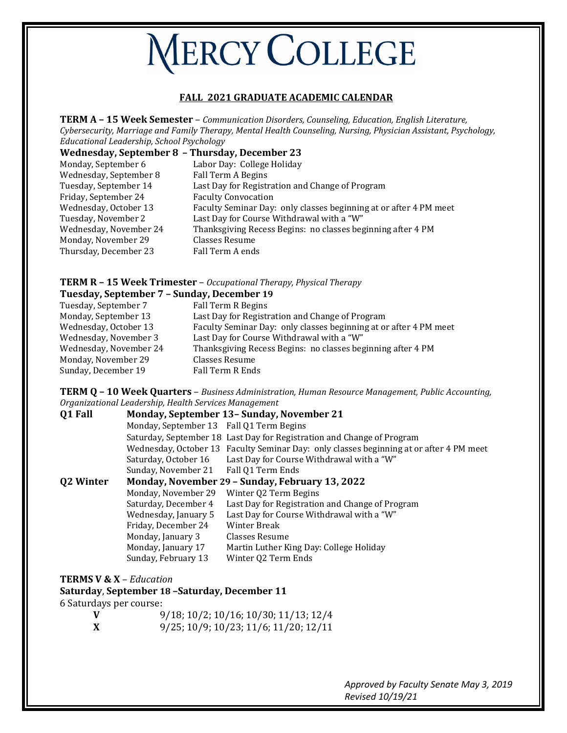# MERCY COLLEGE

## FALL 2021 GRADUATE ACADEMIC CALENDAR

**TERM A – 15 Week Semester** – *Communication Disorders, Counseling, Education, English Literature, Cybersecurity, Marriage and Family Therapy, Mental Health Counseling, Nursing, Physician Assistant, Psychology, Educational Leadership, School Psychology*

**Wednesday, September 8 – Thursday, December 23**

| | |
|---|---|
| Monday, September 6 | Labor Day: College Holiday |
| Wednesday, September 8 | Fall Term A Begins |
| Tuesday, September 14 | Last Day for Registration and Change of Program |
| Friday, September 24 | Faculty Convocation |
| Wednesday, October 13 | Faculty Seminar Day: only classes beginning at or after 4 PM meet |
| Tuesday, November 2 | Last Day for Course Withdrawal with a "W" |
| Wednesday, November 24 | Thanksgiving Recess Begins: no classes beginning after 4 PM |
| Monday, November 29 | Classes Resume |
| Thursday, December 23 | Fall Term A ends |

**TERM R – 15 Week Trimester** – *Occupational Therapy, Physical Therapy*

**Tuesday, September 7 – Sunday, December 19**

| | |
|---|---|
| Tuesday, September 7 | Fall Term R Begins |
| Monday, September 13 | Last Day for Registration and Change of Program |
| Wednesday, October 13 | Faculty Seminar Day: only classes beginning at or after 4 PM meet |
| Wednesday, November 3 | Last Day for Course Withdrawal with a "W" |
| Wednesday, November 24 | Thanksgiving Recess Begins: no classes beginning after 4 PM |
| Monday, November 29 | Classes Resume |
| Sunday, December 19 | Fall Term R Ends |

**TERM Q – 10 Week Quarters** – *Business Administration, Human Resource Management, Public Accounting, Organizational Leadership, Health Services Management*

**Q1 Fall** — **Monday, September 13– Sunday, November 21**

| | |
|---|---|
| Monday, September 13 | Fall Q1 Term Begins |
| Saturday, September 18 | Last Day for Registration and Change of Program |
| Wednesday, October 13 | Faculty Seminar Day: only classes beginning at or after 4 PM meet |
| Saturday, October 16 | Last Day for Course Withdrawal with a "W" |
| Sunday, November 21 | Fall Q1 Term Ends |

**Q2 Winter** — **Monday, November 29 – Sunday, February 13, 2022**

| | |
|---|---|
| Monday, November 29 | Winter Q2 Term Begins |
| Saturday, December 4 | Last Day for Registration and Change of Program |
| Wednesday, January 5 | Last Day for Course Withdrawal with a "W" |
| Friday, December 24 | Winter Break |
| Monday, January 3 | Classes Resume |
| Monday, January 17 | Martin Luther King Day: College Holiday |
| Sunday, February 13 | Winter Q2 Term Ends |

**TERMS V & X** – *Education*

**Saturday, September 18 –Saturday, December 11**

6 Saturdays per course:

| | |
|---|---|
| **V** | 9/18; 10/2; 10/16; 10/30; 11/13; 12/4 |
| **X** | 9/25; 10/9; 10/23; 11/6; 11/20; 12/11 |

*Approved by Faculty Senate May 3, 2019*
*Revised 10/19/21*